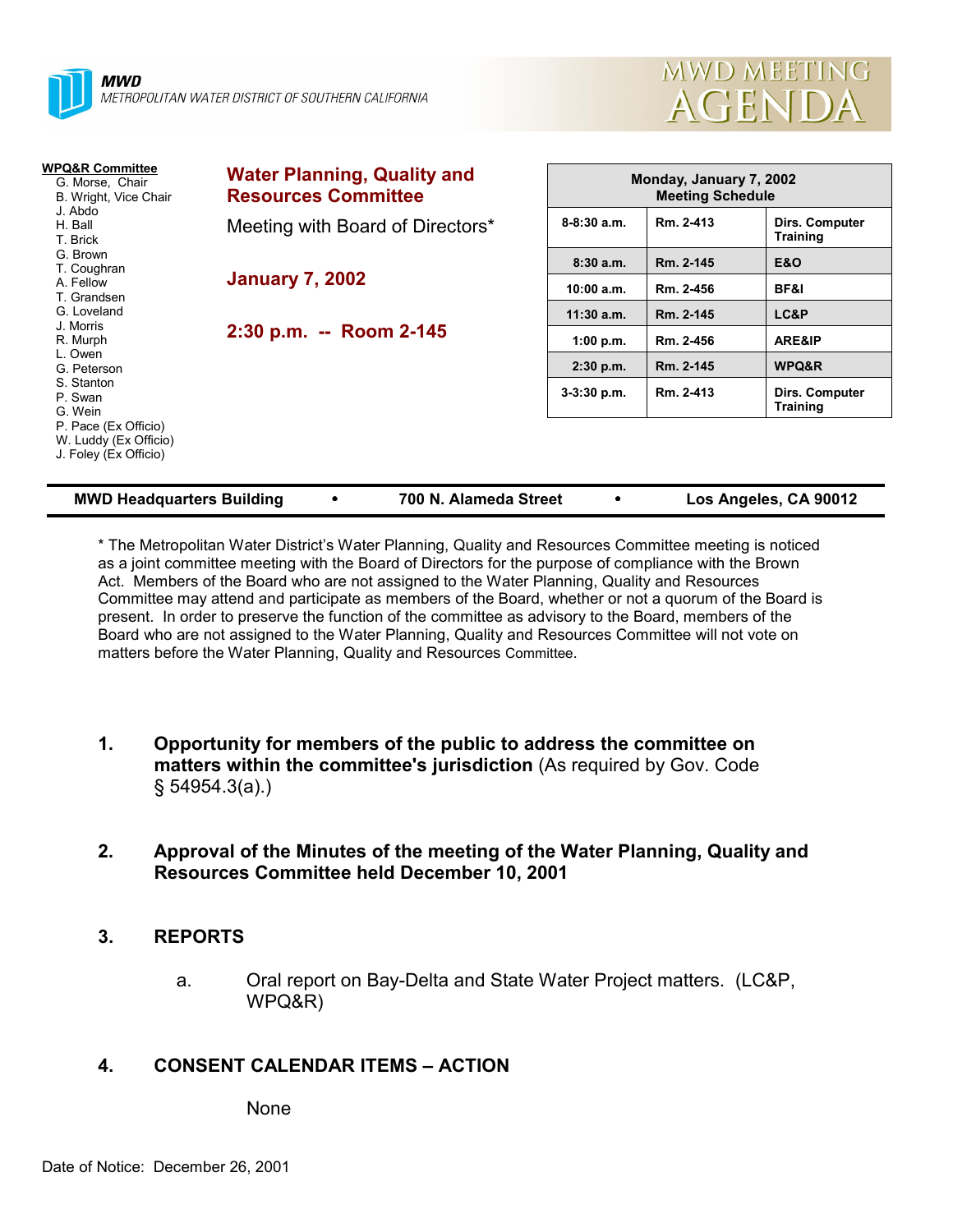**MWD**
METROPOLITAN WATER DISTRICT OF SOUTHERN CALIFORNIA

# MWD MEETING AGENDA

**WPQ&R Committee**
G. Morse, Chair
B. Wright, Vice Chair
J. Abdo
H. Ball
T. Brick
G. Brown
T. Coughran
A. Fellow
T. Grandsen
G. Loveland
J. Morris
R. Murph
L. Owen
G. Peterson
S. Stanton
P. Swan
G. Wein
P. Pace (Ex Officio)
W. Luddy (Ex Officio)
J. Foley (Ex Officio)

## Water Planning, Quality and Resources Committee

Meeting with Board of Directors*

**January 7, 2002**

**2:30 p.m. -- Room 2-145**

| Monday, January 7, 2002 Meeting Schedule | | |
|---|---|---|
| 8-8:30 a.m. | Rm. 2-413 | Dirs. Computer Training |
| 8:30 a.m. | Rm. 2-145 | E&O |
| 10:00 a.m. | Rm. 2-456 | BF&I |
| 11:30 a.m. | Rm. 2-145 | LC&P |
| 1:00 p.m. | Rm. 2-456 | ARE&IP |
| 2:30 p.m. | Rm. 2-145 | WPQ&R |
| 3-3:30 p.m. | Rm. 2-413 | Dirs. Computer Training |

**MWD Headquarters Building • 700 N. Alameda Street • Los Angeles, CA 90012**

* The Metropolitan Water District's Water Planning, Quality and Resources Committee meeting is noticed as a joint committee meeting with the Board of Directors for the purpose of compliance with the Brown Act. Members of the Board who are not assigned to the Water Planning, Quality and Resources Committee may attend and participate as members of the Board, whether or not a quorum of the Board is present. In order to preserve the function of the committee as advisory to the Board, members of the Board who are not assigned to the Water Planning, Quality and Resources Committee will not vote on matters before the Water Planning, Quality and Resources Committee.

1. **Opportunity for members of the public to address the committee on matters within the committee's jurisdiction** (As required by Gov. Code § 54954.3(a).)

2. **Approval of the Minutes of the meeting of the Water Planning, Quality and Resources Committee held December 10, 2001**

3. **REPORTS**

   a. Oral report on Bay-Delta and State Water Project matters. (LC&P, WPQ&R)

4. **CONSENT CALENDAR ITEMS – ACTION**

   None

Date of Notice: December 26, 2001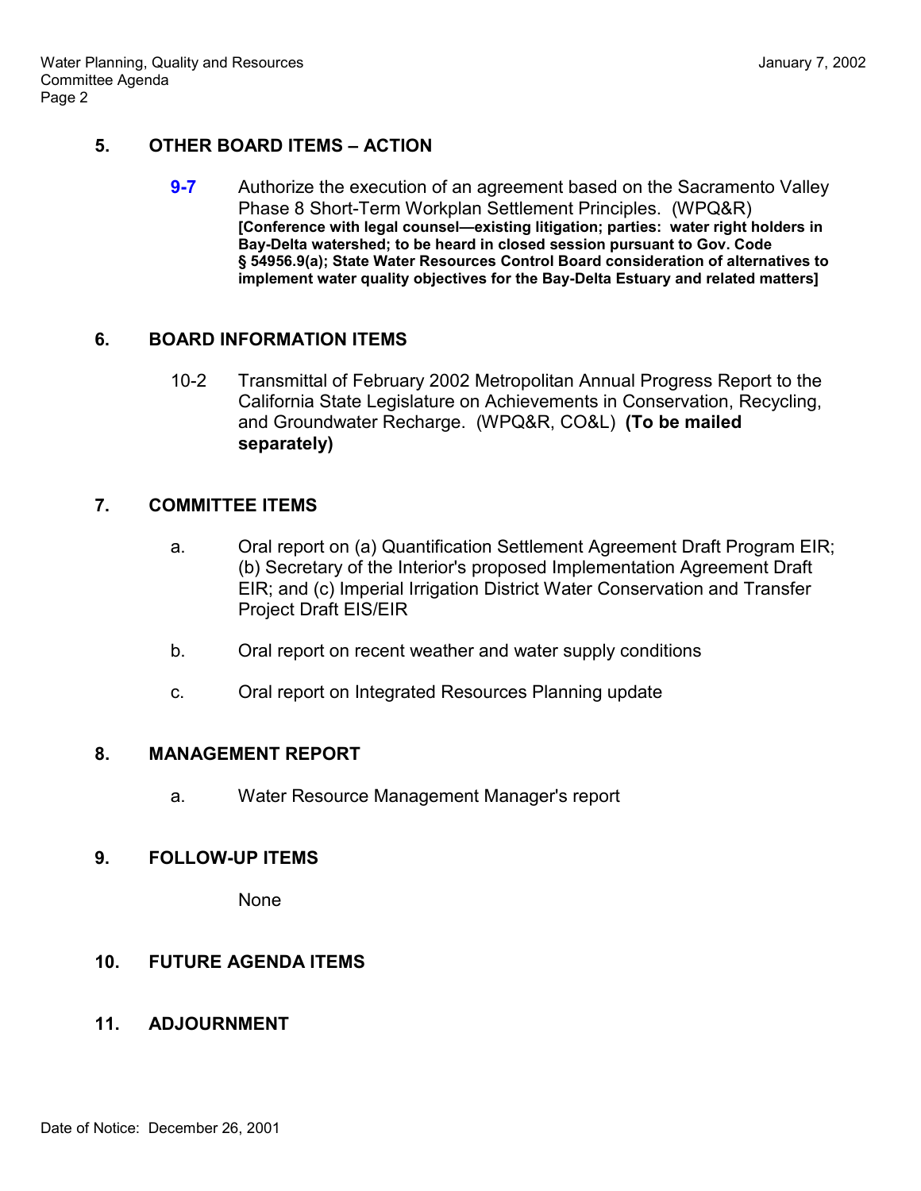## 5. OTHER BOARD ITEMS – ACTION

**9-7** Authorize the execution of an agreement based on the Sacramento Valley Phase 8 Short-Term Workplan Settlement Principles. (WPQ&R) **[Conference with legal counsel—existing litigation; parties: water right holders in Bay-Delta watershed; to be heard in closed session pursuant to Gov. Code § 54956.9(a); State Water Resources Control Board consideration of alternatives to implement water quality objectives for the Bay-Delta Estuary and related matters]**

## 6. BOARD INFORMATION ITEMS

10-2 Transmittal of February 2002 Metropolitan Annual Progress Report to the California State Legislature on Achievements in Conservation, Recycling, and Groundwater Recharge. (WPQ&R, CO&L) **(To be mailed separately)**

## 7. COMMITTEE ITEMS

a. Oral report on (a) Quantification Settlement Agreement Draft Program EIR; (b) Secretary of the Interior's proposed Implementation Agreement Draft EIR; and (c) Imperial Irrigation District Water Conservation and Transfer Project Draft EIS/EIR

b. Oral report on recent weather and water supply conditions

c. Oral report on Integrated Resources Planning update

## 8. MANAGEMENT REPORT

a. Water Resource Management Manager's report

## 9. FOLLOW-UP ITEMS

None

## 10. FUTURE AGENDA ITEMS

## 11. ADJOURNMENT

Date of Notice: December 26, 2001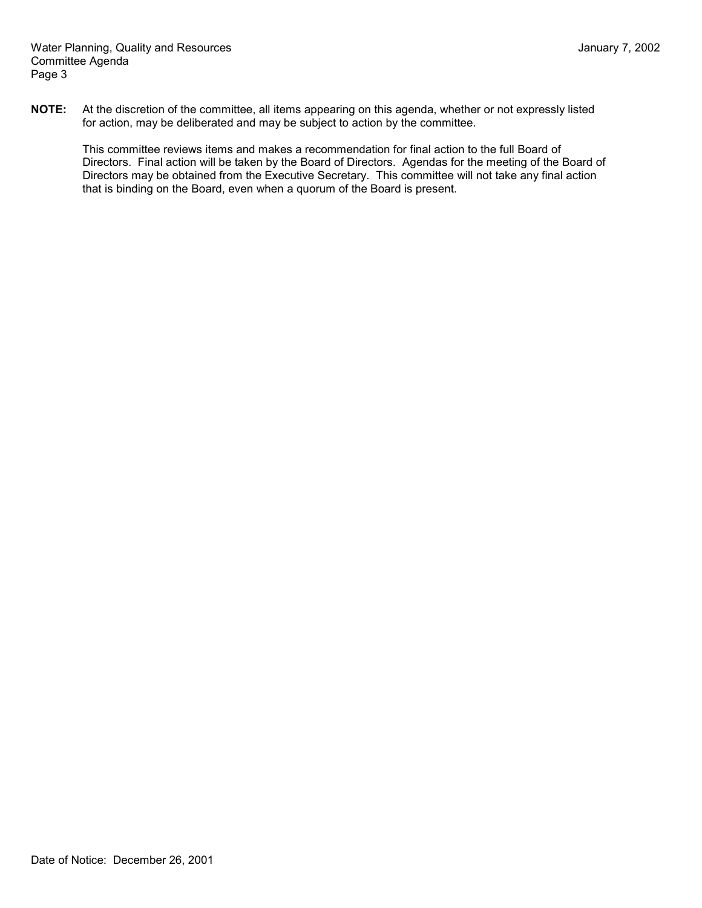**NOTE:** At the discretion of the committee, all items appearing on this agenda, whether or not expressly listed for action, may be deliberated and may be subject to action by the committee.

This committee reviews items and makes a recommendation for final action to the full Board of Directors. Final action will be taken by the Board of Directors. Agendas for the meeting of the Board of Directors may be obtained from the Executive Secretary. This committee will not take any final action that is binding on the Board, even when a quorum of the Board is present.

Date of Notice: December 26, 2001